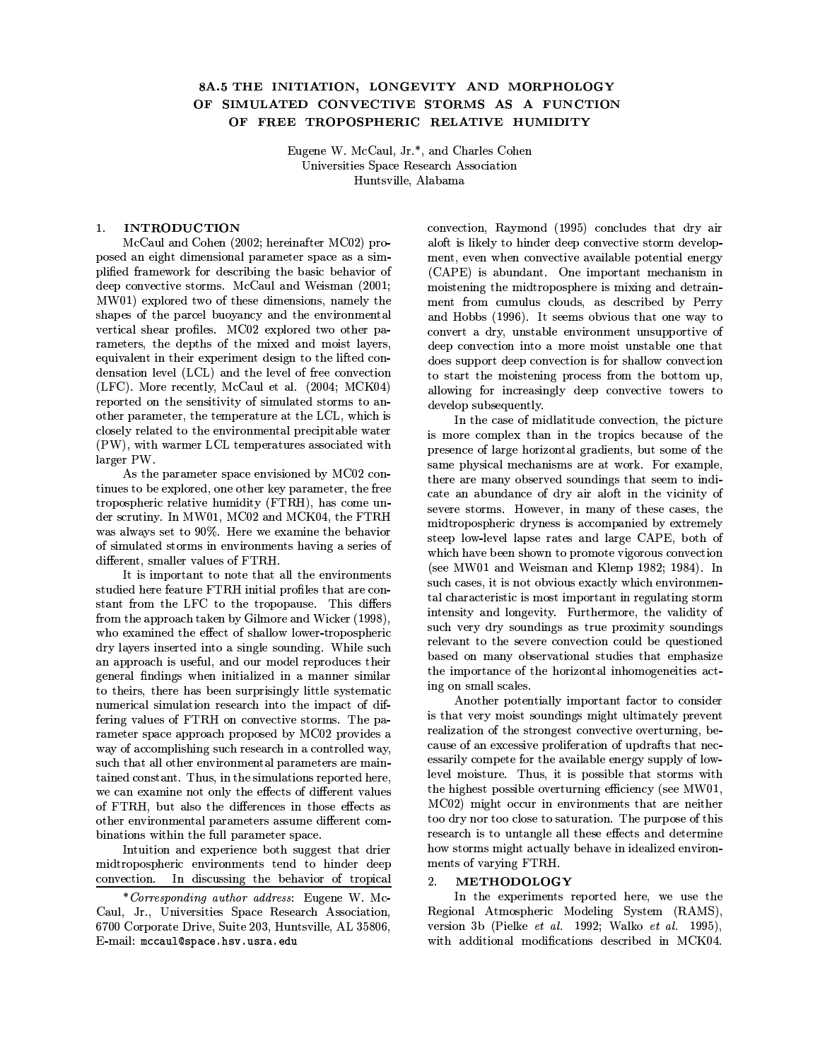# 8A.5 THE INITIATION, LONGEVITY AND MORPHOLOGY OF SIMULATED CONVECTIVE STORMS AS A FUNCTION OF FREE TROPOSPHERIC RELATIVE HUMIDITY

Eugene W. McCaul, Jr.*, and Charles Cohen
Universities Space Research Association
Huntsville, Alabama

## 1. INTRODUCTION

McCaul and Cohen (2002; hereinafter MC02) proposed an eight dimensional parameter space as a simplified framework for describing the basic behavior of deep convective storms. McCaul and Weisman (2001; MW01) explored two of these dimensions, namely the shapes of the parcel buoyancy and the environmental vertical shear profiles. MC02 explored two other parameters, the depths of the mixed and moist layers, equivalent in their experiment design to the lifted condensation level (LCL) and the level of free convection (LFC). More recently, McCaul et al. (2004; MCK04) reported on the sensitivity of simulated storms to another parameter, the temperature at the LCL, which is closely related to the environmental precipitable water (PW), with warmer LCL temperatures associated with larger PW.

As the parameter space envisioned by MC02 continues to be explored, one other key parameter, the free tropospheric relative humidity (FTRH), has come under scrutiny. In MW01, MC02 and MCK04, the FTRH was always set to 90%. Here we examine the behavior of simulated storms in environments having a series of different, smaller values of FTRH.

It is important to note that all the environments studied here feature FTRH initial profiles that are constant from the LFC to the tropopause. This differs from the approach taken by Gilmore and Wicker (1998), who examined the effect of shallow lower-tropospheric dry layers inserted into a single sounding. While such an approach is useful, and our model reproduces their general findings when initialized in a manner similar to theirs, there has been surprisingly little systematic numerical simulation research into the impact of differing values of FTRH on convective storms. The parameter space approach proposed by MC02 provides a way of accomplishing such research in a controlled way, such that all other environmental parameters are maintained constant. Thus, in the simulations reported here, we can examine not only the effects of different values of FTRH, but also the differences in those effects as other environmental parameters assume different combinations within the full parameter space.

Intuition and experience both suggest that drier midtropospheric environments tend to hinder deep convection. In discussing the behavior of tropical convection, Raymond (1995) concludes that dry air aloft is likely to hinder deep convective storm development, even when convective available potential energy (CAPE) is abundant. One important mechanism in moistening the midtroposphere is mixing and detrainment from cumulus clouds, as described by Perry and Hobbs (1996). It seems obvious that one way to convert a dry, unstable environment unsupportive of deep convection into a more moist unstable one that does support deep convection is for shallow convection to start the moistening process from the bottom up, allowing for increasingly deep convective towers to develop subsequently.

In the case of midlatitude convection, the picture is more complex than in the tropics because of the presence of large horizontal gradients, but some of the same physical mechanisms are at work. For example, there are many observed soundings that seem to indicate an abundance of dry air aloft in the vicinity of severe storms. However, in many of these cases, the midtropospheric dryness is accompanied by extremely steep low-level lapse rates and large CAPE, both of which have been shown to promote vigorous convection (see MW01 and Weisman and Klemp 1982; 1984). In such cases, it is not obvious exactly which environmental characteristic is most important in regulating storm intensity and longevity. Furthermore, the validity of such very dry soundings as true proximity soundings relevant to the severe convection could be questioned based on many observational studies that emphasize the importance of the horizontal inhomogeneities acting on small scales.

Another potentially important factor to consider is that very moist soundings might ultimately prevent realization of the strongest convective overturning, because of an excessive proliferation of updrafts that necessarily compete for the available energy supply of low-level moisture. Thus, it is possible that storms with the highest possible overturning efficiency (see MW01, MC02) might occur in environments that are neither too dry nor too close to saturation. The purpose of this research is to untangle all these effects and determine how storms might actually behave in idealized environments of varying FTRH.

## 2. METHODOLOGY

In the experiments reported here, we use the Regional Atmospheric Modeling System (RAMS), version 3b (Pielke *et al.* 1992; Walko *et al.* 1995), with additional modifications described in MCK04.

---

**Corresponding author address*: Eugene W. McCaul, Jr., Universities Space Research Association, 6700 Corporate Drive, Suite 203, Huntsville, AL 35806, E-mail: mccaul@space.hsv.usra.edu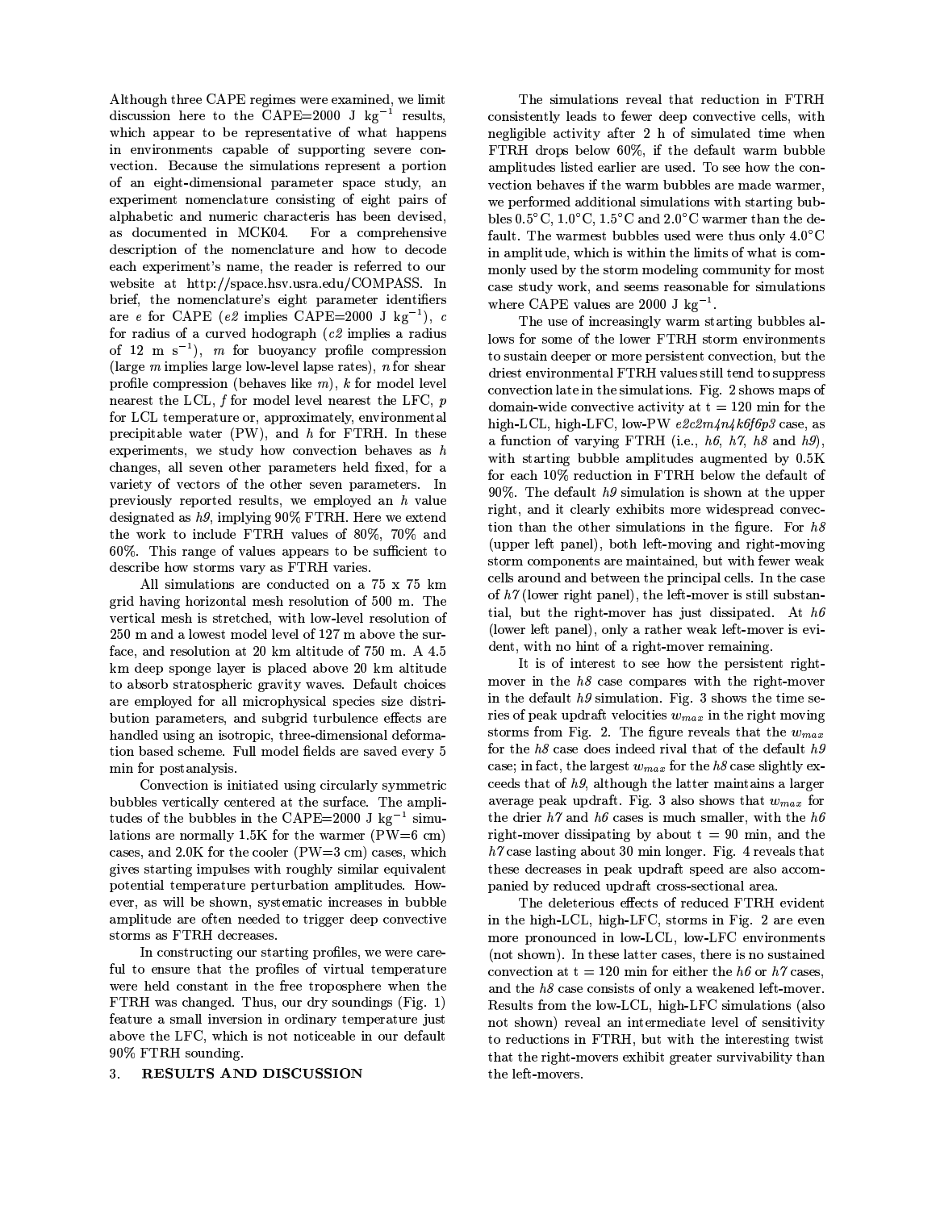Although three CAPE regimes were examined, we limit discussion here to the CAPE=2000 J kg$^{-1}$ results, which appear to be representative of what happens in environments capable of supporting severe convection. Because the simulations represent a portion of an eight-dimensional parameter space study, an experiment nomenclature consisting of eight pairs of alphabetic and numeric characteris has been devised, as documented in MCK04. For a comprehensive description of the nomenclature and how to decode each experiment's name, the reader is referred to our website at http://space.hsv.usra.edu/COMPASS. In brief, the nomenclature's eight parameter identifiers are *e* for CAPE (*e2* implies CAPE=2000 J kg$^{-1}$), *c* for radius of a curved hodograph (*c2* implies a radius of 12 m s$^{-1}$), *m* for buoyancy profile compression (large *m* implies large low-level lapse rates), *n* for shear profile compression (behaves like *m*), *k* for model level nearest the LCL, *f* for model level nearest the LFC, *p* for LCL temperature or, approximately, environmental precipitable water (PW), and *h* for FTRH. In these experiments, we study how convection behaves as *h* changes, all seven other parameters held fixed, for a variety of vectors of the other seven parameters. In previously reported results, we employed an *h* value designated as *h9*, implying 90% FTRH. Here we extend the work to include FTRH values of 80%, 70% and 60%. This range of values appears to be sufficient to describe how storms vary as FTRH varies.

All simulations are conducted on a 75 x 75 km grid having horizontal mesh resolution of 500 m. The vertical mesh is stretched, with low-level resolution of 250 m and a lowest model level of 127 m above the surface, and resolution at 20 km altitude of 750 m. A 4.5 km deep sponge layer is placed above 20 km altitude to absorb stratospheric gravity waves. Default choices are employed for all microphysical species size distribution parameters, and subgrid turbulence effects are handled using an isotropic, three-dimensional deformation based scheme. Full model fields are saved every 5 min for postanalysis.

Convection is initiated using circularly symmetric bubbles vertically centered at the surface. The amplitudes of the bubbles in the CAPE=2000 J kg$^{-1}$ simulations are normally 1.5K for the warmer (PW=6 cm) cases, and 2.0K for the cooler (PW=3 cm) cases, which gives starting impulses with roughly similar equivalent potential temperature perturbation amplitudes. However, as will be shown, systematic increases in bubble amplitude are often needed to trigger deep convective storms as FTRH decreases.

In constructing our starting profiles, we were careful to ensure that the profiles of virtual temperature were held constant in the free troposphere when the FTRH was changed. Thus, our dry soundings (Fig. 1) feature a small inversion in ordinary temperature just above the LFC, which is not noticeable in our default 90% FTRH sounding.

## 3. RESULTS AND DISCUSSION

The simulations reveal that reduction in FTRH consistently leads to fewer deep convective cells, with negligible activity after 2 h of simulated time when FTRH drops below 60%, if the default warm bubble amplitudes listed earlier are used. To see how the convection behaves if the warm bubbles are made warmer, we performed additional simulations with starting bubbles 0.5°C, 1.0°C, 1.5°C and 2.0°C warmer than the default. The warmest bubbles used were thus only 4.0°C in amplitude, which is within the limits of what is commonly used by the storm modeling community for most case study work, and seems reasonable for simulations where CAPE values are 2000 J kg$^{-1}$.

The use of increasingly warm starting bubbles allows for some of the lower FTRH storm environments to sustain deeper or more persistent convection, but the driest environmental FTRH values still tend to suppress convection late in the simulations. Fig. 2 shows maps of domain-wide convective activity at t = 120 min for the high-LCL, high-LFC, low-PW *e2c2m4n4k6f6p3* case, as a function of varying FTRH (i.e., *h6*, *h7*, *h8* and *h9*), with starting bubble amplitudes augmented by 0.5K for each 10% reduction in FTRH below the default of 90%. The default *h9* simulation is shown at the upper right, and it clearly exhibits more widespread convection than the other simulations in the figure. For *h8* (upper left panel), both left-moving and right-moving storm components are maintained, but with fewer weak cells around and between the principal cells. In the case of *h7* (lower right panel), the left-mover is still substantial, but the right-mover has just dissipated. At *h6* (lower left panel), only a rather weak left-mover is evident, with no hint of a right-mover remaining.

It is of interest to see how the persistent right-mover in the *h8* case compares with the right-mover in the default *h9* simulation. Fig. 3 shows the time series of peak updraft velocities $w_{max}$ in the right moving storms from Fig. 2. The figure reveals that the $w_{max}$ for the *h8* case does indeed rival that of the default *h9* case; in fact, the largest $w_{max}$ for the *h8* case slightly exceeds that of *h9*, although the latter maintains a larger average peak updraft. Fig. 3 also shows that $w_{max}$ for the drier *h7* and *h6* cases is much smaller, with the *h6* right-mover dissipating by about t = 90 min, and the *h7* case lasting about 30 min longer. Fig. 4 reveals that these decreases in peak updraft speed are also accompanied by reduced updraft cross-sectional area.

The deleterious effects of reduced FTRH evident in the high-LCL, high-LFC, storms in Fig. 2 are even more pronounced in low-LCL, low-LFC environments (not shown). In these latter cases, there is no sustained convection at t = 120 min for either the *h6* or *h7* cases, and the *h8* case consists of only a weakened left-mover. Results from the low-LCL, high-LFC simulations (also not shown) reveal an intermediate level of sensitivity to reductions in FTRH, but with the interesting twist that the right-movers exhibit greater survivability than the left-movers.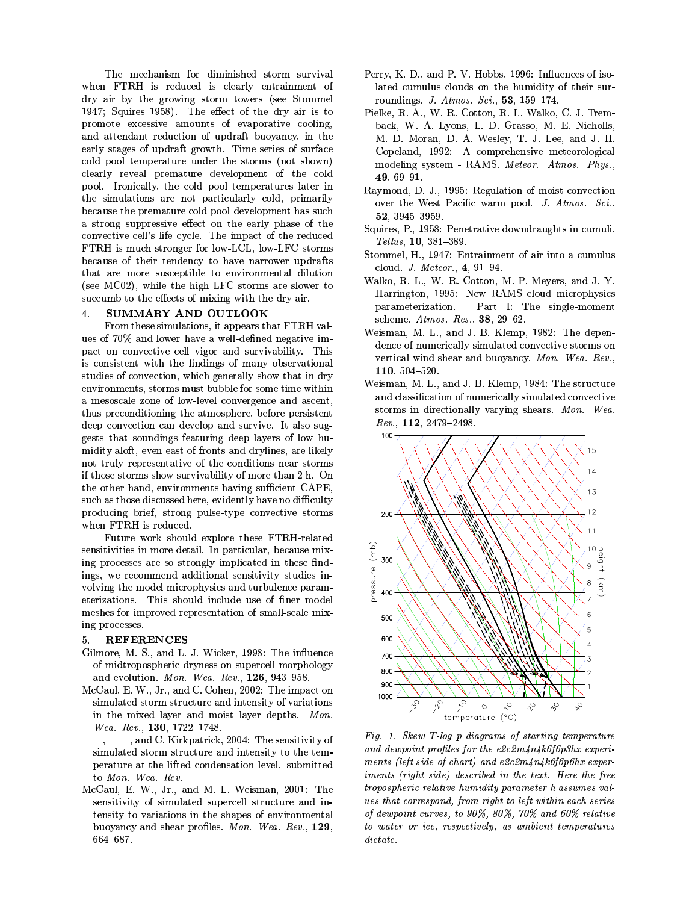The mechanism for diminished storm survival when FTRH is reduced is clearly entrainment of dry air by the growing storm towers (see Stommel 1947; Squires 1958). The effect of the dry air is to promote excessive amounts of evaporative cooling, and attendant reduction of updraft buoyancy, in the early stages of updraft growth. Time series of surface cold pool temperature under the storms (not shown) clearly reveal premature development of the cold pool. Ironically, the cold pool temperatures later in the simulations are not particularly cold, primarily because the premature cold pool development has such a strong suppressive effect on the early phase of the convective cell's life cycle. The impact of the reduced FTRH is much stronger for low-LCL, low-LFC storms because of their tendency to have narrower updrafts that are more susceptible to environmental dilution (see MC02), while the high LFC storms are slower to succumb to the effects of mixing with the dry air.

## 4. SUMMARY AND OUTLOOK

From these simulations, it appears that FTRH values of 70% and lower have a well-defined negative impact on convective cell vigor and survivability. This is consistent with the findings of many observational studies of convection, which generally show that in dry environments, storms must bubble for some time within a mesoscale zone of low-level convergence and ascent, thus preconditioning the atmosphere, before persistent deep convection can develop and survive. It also suggests that soundings featuring deep layers of low humidity aloft, even east of fronts and drylines, are likely not truly representative of the conditions near storms if those storms show survivability of more than 2 h. On the other hand, environments having sufficient CAPE, such as those discussed here, evidently have no difficulty producing brief, strong pulse-type convective storms when FTRH is reduced.

Future work should explore these FTRH-related sensitivities in more detail. In particular, because mixing processes are so strongly implicated in these findings, we recommend additional sensitivity studies involving the model microphysics and turbulence parameterizations. This should include use of finer model meshes for improved representation of small-scale mixing processes.

## 5. REFERENCES

Gilmore, M. S., and L. J. Wicker, 1998: The influence of midtropospheric dryness on supercell morphology and evolution. *Mon. Wea. Rev.*, **126**, 943–958.

McCaul, E. W., Jr., and C. Cohen, 2002: The impact on simulated storm structure and intensity of variations in the mixed layer and moist layer depths. *Mon. Wea. Rev.*, **130**, 1722–1748.

——, ——, and C. Kirkpatrick, 2004: The sensitivity of simulated storm structure and intensity to the temperature at the lifted condensation level. submitted to *Mon. Wea. Rev.*

McCaul, E. W., Jr., and M. L. Weisman, 2001: The sensitivity of simulated supercell structure and intensity to variations in the shapes of environmental buoyancy and shear profiles. *Mon. Wea. Rev.*, **129**, 664–687.

Perry, K. D., and P. V. Hobbs, 1996: Influences of isolated cumulus clouds on the humidity of their surroundings. *J. Atmos. Sci.*, **53**, 159–174.

Pielke, R. A., W. R. Cotton, R. L. Walko, C. J. Tremback, W. A. Lyons, L. D. Grasso, M. E. Nicholls, M. D. Moran, D. A. Wesley, T. J. Lee, and J. H. Copeland, 1992: A comprehensive meteorological modeling system - RAMS. *Meteor. Atmos. Phys.*, **49**, 69–91.

Raymond, D. J., 1995: Regulation of moist convection over the West Pacific warm pool. *J. Atmos. Sci.*, **52**, 3945–3959.

Squires, P., 1958: Penetrative downdraughts in cumuli. *Tellus*, **10**, 381–389.

Stommel, H., 1947: Entrainment of air into a cumulus cloud. *J. Meteor.*, **4**, 91–94.

Walko, R. L., W. R. Cotton, M. P. Meyers, and J. Y. Harrington, 1995: New RAMS cloud microphysics parameterization. Part I: The single-moment scheme. *Atmos. Res.*, **38**, 29–62.

Weisman, M. L., and J. B. Klemp, 1982: The dependence of numerically simulated convective storms on vertical wind shear and buoyancy. *Mon. Wea. Rev.*, **110**, 504–520.

Weisman, M. L., and J. B. Klemp, 1984: The structure and classification of numerically simulated convective storms in directionally varying shears. *Mon. Wea. Rev.*, **112**, 2479–2498.

*Fig. 1. Skew T-log p diagrams of starting temperature and dewpoint profiles for the e2c2m4n4k6f6p3hx experiments (left side of chart) and e2c2m4n4k6f6p6hx experiments (right side) described in the text. Here the free tropospheric relative humidity parameter h assumes values that correspond, from right to left within each series of dewpoint curves, to 90%, 80%, 70% and 60% relative to water or ice, respectively, as ambient temperatures dictate.*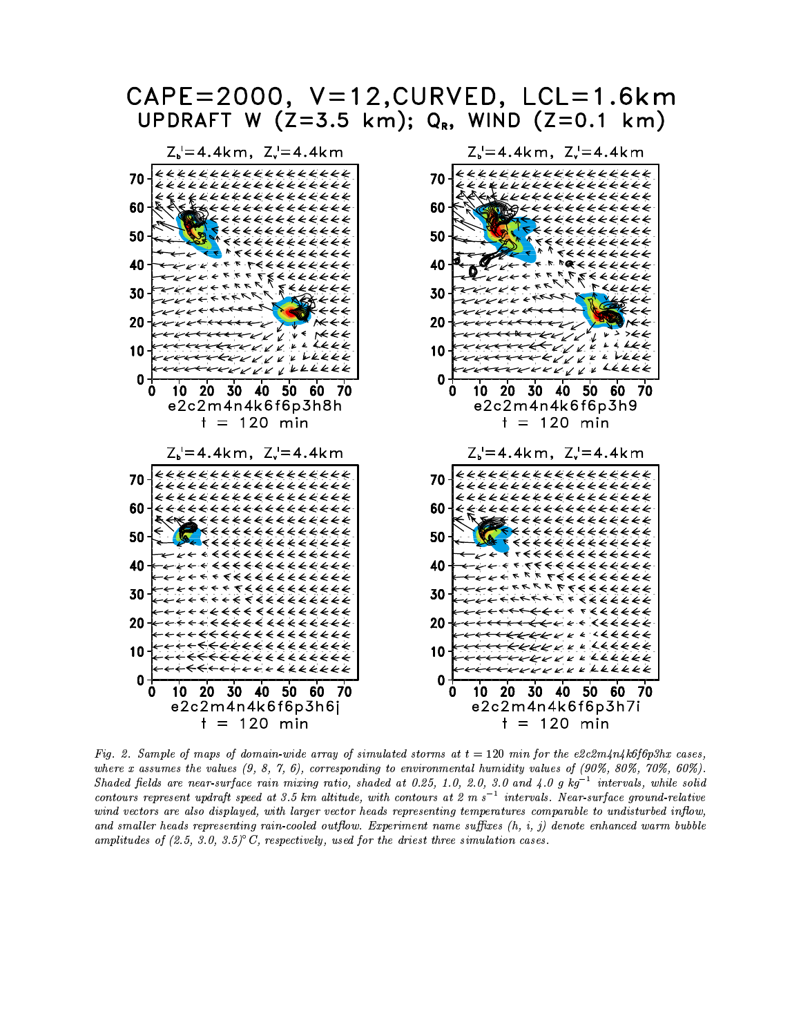CAPE=2000, V=12,CURVED, LCL=1.6km

UPDRAFT W (Z=3.5 km); $Q_R$, WIND (Z=0.1 km)

$Z_b'$=4.4km, $Z_v'$=4.4km

e2c2m4n4k6f6p3h8h

t = 120 min

$Z_b'$=4.4km, $Z_v'$=4.4km

e2c2m4n4k6f6p3h9

t = 120 min

$Z_b'$=4.4km, $Z_v'$=4.4km

e2c2m4n4k6f6p3h6j

t = 120 min

$Z_b'$=4.4km, $Z_v'$=4.4km

e2c2m4n4k6f6p3h7i

t = 120 min

*Fig. 2. Sample of maps of domain-wide array of simulated storms at $t = 120$ min for the e2c2m4n4k6f6p3hx cases, where x assumes the values (9, 8, 7, 6), corresponding to environmental humidity values of (90%, 80%, 70%, 60%). Shaded fields are near-surface rain mixing ratio, shaded at 0.25, 1.0, 2.0, 3.0 and 4.0 g kg$^{-1}$ intervals, while solid contours represent updraft speed at 3.5 km altitude, with contours at 2 m s$^{-1}$ intervals. Near-surface ground-relative wind vectors are also displayed, with larger vector heads representing temperatures comparable to undisturbed inflow, and smaller heads representing rain-cooled outflow. Experiment name suffixes (h, i, j) denote enhanced warm bubble amplitudes of (2.5, 3.0, 3.5)$^\circ$C, respectively, used for the driest three simulation cases.*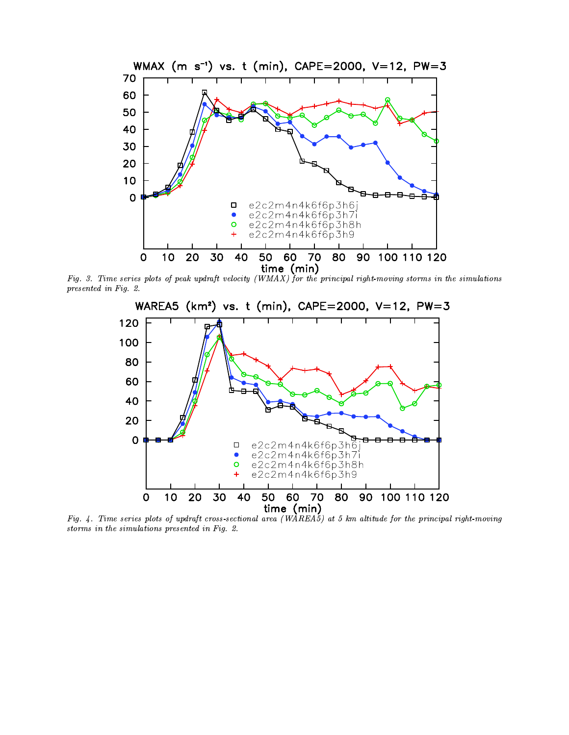WMAX (m s⁻¹) vs. t (min), CAPE=2000, V=12, PW=3

70
60
50
40
30
20
10
0

0 10 20 30 40 50 60 70 80 90 100 110 120

time (min)

e2c2m4n4k6f6p3h6j
e2c2m4n4k6f6p3h7i
e2c2m4n4k6f6p3h8h
e2c2m4n4k6f6p3h9

*Fig. 3. Time series plots of peak updraft velocity (WMAX) for the principal right-moving storms in the simulations presented in Fig. 2.*

WAREA5 (km²) vs. t (min), CAPE=2000, V=12, PW=3

120
100
80
60
40
20
0

0 10 20 30 40 50 60 70 80 90 100 110 120

time (min)

e2c2m4n4k6f6p3h6j
e2c2m4n4k6f6p3h7i
e2c2m4n4k6f6p3h8h
e2c2m4n4k6f6p3h9

*Fig. 4. Time series plots of updraft cross-sectional area (WAREA5) at 5 km altitude for the principal right-moving storms in the simulations presented in Fig. 2.*